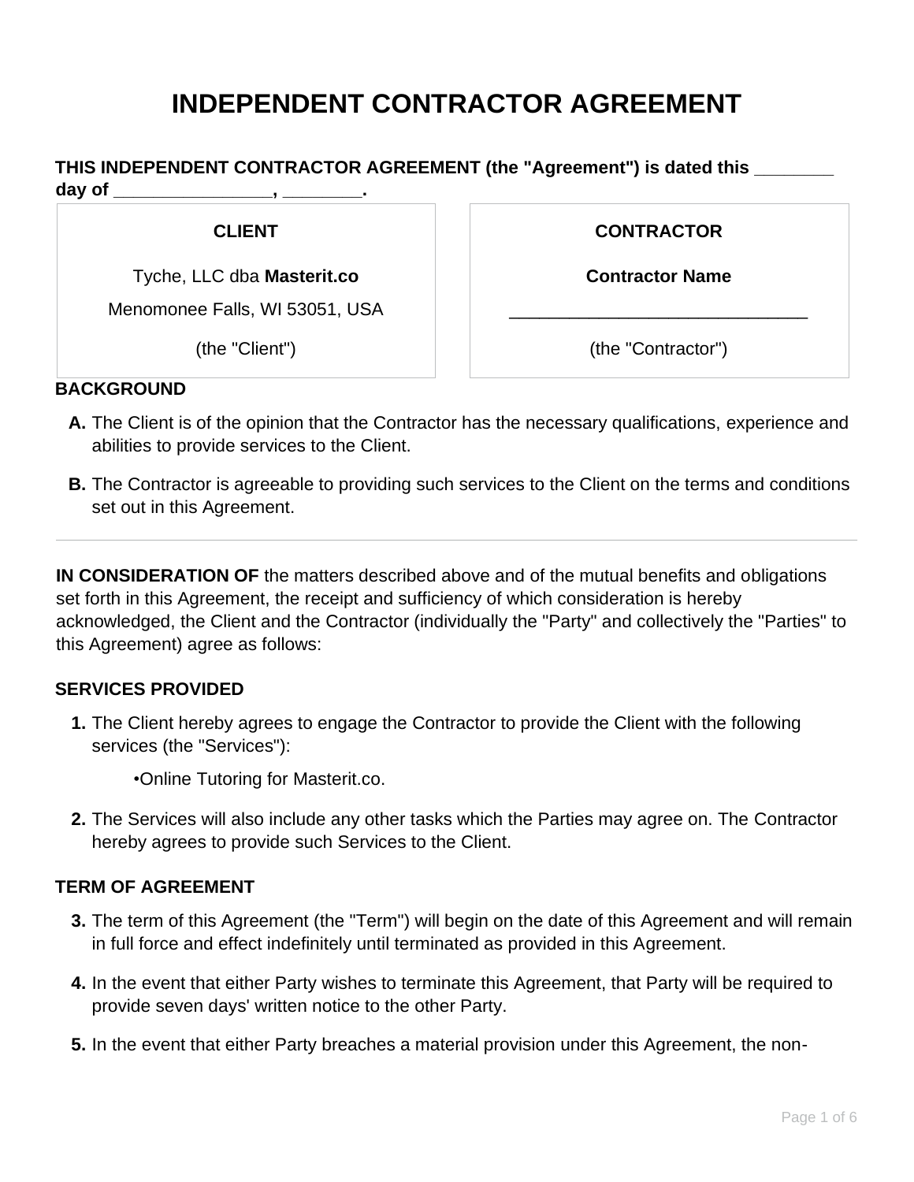# INDEPENDENT CONTRACTOR AGREEMENT

**THIS INDEPENDENT CONTRACTOR AGREEMENT (the "Agreement") is dated this ________ day of ________________, ________.**

| CLIENT | CONTRACTOR |
| --- | --- |
| Tyche, LLC dba **Masterit.co** | **Contractor Name** |
| Menomonee Falls, WI 53051, USA | _______________________________ |
| (the "Client") | (the "Contractor") |

**BACKGROUND**

**A.** The Client is of the opinion that the Contractor has the necessary qualifications, experience and abilities to provide services to the Client.

**B.** The Contractor is agreeable to providing such services to the Client on the terms and conditions set out in this Agreement.

---

**IN CONSIDERATION OF** the matters described above and of the mutual benefits and obligations set forth in this Agreement, the receipt and sufficiency of which consideration is hereby acknowledged, the Client and the Contractor (individually the "Party" and collectively the "Parties" to this Agreement) agree as follows:

**SERVICES PROVIDED**

1. The Client hereby agrees to engage the Contractor to provide the Client with the following services (the "Services"):

   •Online Tutoring for Masterit.co.

2. The Services will also include any other tasks which the Parties may agree on. The Contractor hereby agrees to provide such Services to the Client.

**TERM OF AGREEMENT**

3. The term of this Agreement (the "Term") will begin on the date of this Agreement and will remain in full force and effect indefinitely until terminated as provided in this Agreement.

4. In the event that either Party wishes to terminate this Agreement, that Party will be required to provide seven days' written notice to the other Party.

5. In the event that either Party breaches a material provision under this Agreement, the non-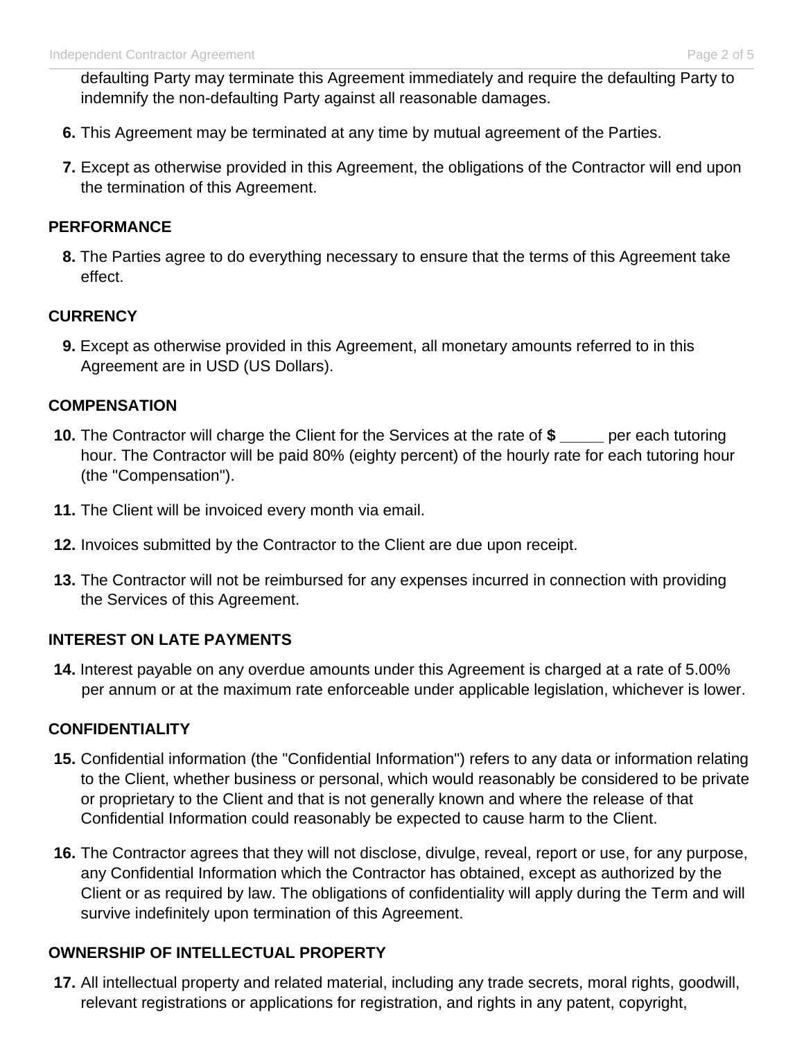defaulting Party may terminate this Agreement immediately and require the defaulting Party to indemnify the non-defaulting Party against all reasonable damages.

6. This Agreement may be terminated at any time by mutual agreement of the Parties.

7. Except as otherwise provided in this Agreement, the obligations of the Contractor will end upon the termination of this Agreement.

### PERFORMANCE

8. The Parties agree to do everything necessary to ensure that the terms of this Agreement take effect.

### CURRENCY

9. Except as otherwise provided in this Agreement, all monetary amounts referred to in this Agreement are in USD (US Dollars).

### COMPENSATION

10. The Contractor will charge the Client for the Services at the rate of **$ _____** per each tutoring hour. The Contractor will be paid 80% (eighty percent) of the hourly rate for each tutoring hour (the "Compensation").

11. The Client will be invoiced every month via email.

12. Invoices submitted by the Contractor to the Client are due upon receipt.

13. The Contractor will not be reimbursed for any expenses incurred in connection with providing the Services of this Agreement.

### INTEREST ON LATE PAYMENTS

14. Interest payable on any overdue amounts under this Agreement is charged at a rate of 5.00% per annum or at the maximum rate enforceable under applicable legislation, whichever is lower.

### CONFIDENTIALITY

15. Confidential information (the "Confidential Information") refers to any data or information relating to the Client, whether business or personal, which would reasonably be considered to be private or proprietary to the Client and that is not generally known and where the release of that Confidential Information could reasonably be expected to cause harm to the Client.

16. The Contractor agrees that they will not disclose, divulge, reveal, report or use, for any purpose, any Confidential Information which the Contractor has obtained, except as authorized by the Client or as required by law. The obligations of confidentiality will apply during the Term and will survive indefinitely upon termination of this Agreement.

### OWNERSHIP OF INTELLECTUAL PROPERTY

17. All intellectual property and related material, including any trade secrets, moral rights, goodwill, relevant registrations or applications for registration, and rights in any patent, copyright,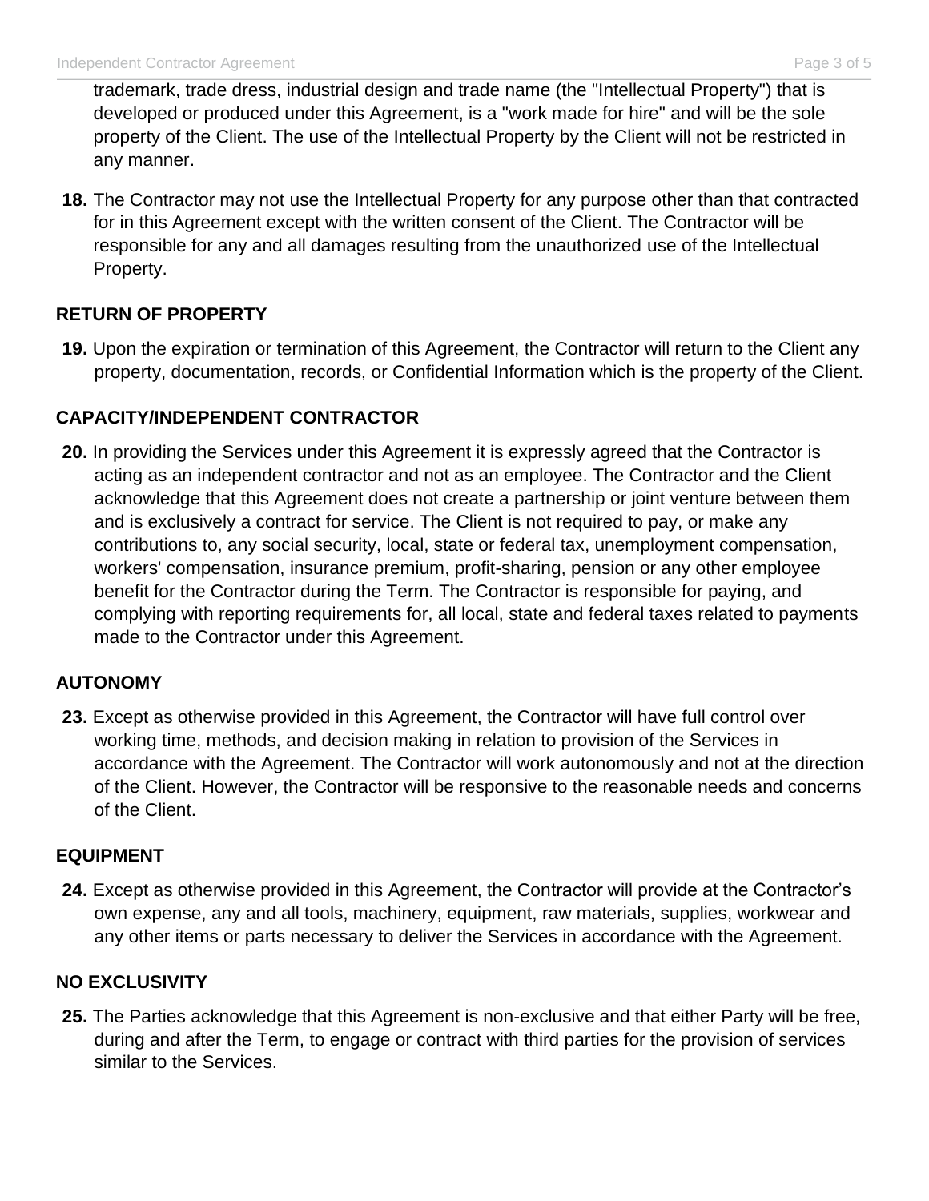trademark, trade dress, industrial design and trade name (the "Intellectual Property") that is developed or produced under this Agreement, is a "work made for hire" and will be the sole property of the Client. The use of the Intellectual Property by the Client will not be restricted in any manner.

**18.** The Contractor may not use the Intellectual Property for any purpose other than that contracted for in this Agreement except with the written consent of the Client. The Contractor will be responsible for any and all damages resulting from the unauthorized use of the Intellectual Property.

**RETURN OF PROPERTY**

**19.** Upon the expiration or termination of this Agreement, the Contractor will return to the Client any property, documentation, records, or Confidential Information which is the property of the Client.

**CAPACITY/INDEPENDENT CONTRACTOR**

**20.** In providing the Services under this Agreement it is expressly agreed that the Contractor is acting as an independent contractor and not as an employee. The Contractor and the Client acknowledge that this Agreement does not create a partnership or joint venture between them and is exclusively a contract for service. The Client is not required to pay, or make any contributions to, any social security, local, state or federal tax, unemployment compensation, workers' compensation, insurance premium, profit-sharing, pension or any other employee benefit for the Contractor during the Term. The Contractor is responsible for paying, and complying with reporting requirements for, all local, state and federal taxes related to payments made to the Contractor under this Agreement.

**AUTONOMY**

**23.** Except as otherwise provided in this Agreement, the Contractor will have full control over working time, methods, and decision making in relation to provision of the Services in accordance with the Agreement. The Contractor will work autonomously and not at the direction of the Client. However, the Contractor will be responsive to the reasonable needs and concerns of the Client.

**EQUIPMENT**

**24.** Except as otherwise provided in this Agreement, the Contractor will provide at the Contractor's own expense, any and all tools, machinery, equipment, raw materials, supplies, workwear and any other items or parts necessary to deliver the Services in accordance with the Agreement.

**NO EXCLUSIVITY**

**25.** The Parties acknowledge that this Agreement is non-exclusive and that either Party will be free, during and after the Term, to engage or contract with third parties for the provision of services similar to the Services.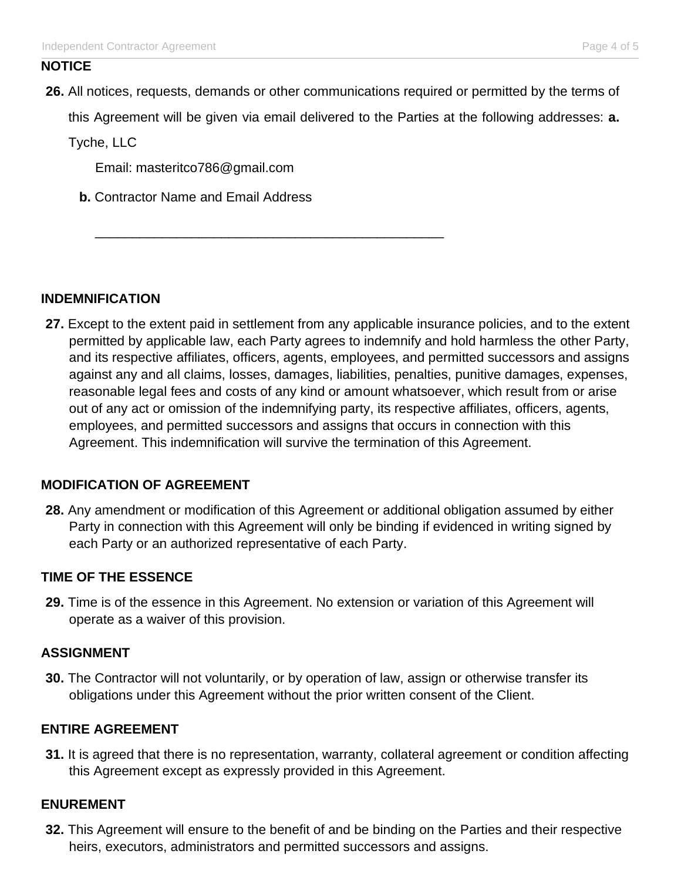**NOTICE**

**26.** All notices, requests, demands or other communications required or permitted by the terms of this Agreement will be given via email delivered to the Parties at the following addresses:

**a.** Tyche, LLC

Email: masteritco786@gmail.com

**b.** Contractor Name and Email Address

_______________________________________________

**INDEMNIFICATION**

**27.** Except to the extent paid in settlement from any applicable insurance policies, and to the extent permitted by applicable law, each Party agrees to indemnify and hold harmless the other Party, and its respective affiliates, officers, agents, employees, and permitted successors and assigns against any and all claims, losses, damages, liabilities, penalties, punitive damages, expenses, reasonable legal fees and costs of any kind or amount whatsoever, which result from or arise out of any act or omission of the indemnifying party, its respective affiliates, officers, agents, employees, and permitted successors and assigns that occurs in connection with this Agreement. This indemnification will survive the termination of this Agreement.

**MODIFICATION OF AGREEMENT**

**28.** Any amendment or modification of this Agreement or additional obligation assumed by either Party in connection with this Agreement will only be binding if evidenced in writing signed by each Party or an authorized representative of each Party.

**TIME OF THE ESSENCE**

**29.** Time is of the essence in this Agreement. No extension or variation of this Agreement will operate as a waiver of this provision.

**ASSIGNMENT**

**30.** The Contractor will not voluntarily, or by operation of law, assign or otherwise transfer its obligations under this Agreement without the prior written consent of the Client.

**ENTIRE AGREEMENT**

**31.** It is agreed that there is no representation, warranty, collateral agreement or condition affecting this Agreement except as expressly provided in this Agreement.

**ENUREMENT**

**32.** This Agreement will ensure to the benefit of and be binding on the Parties and their respective heirs, executors, administrators and permitted successors and assigns.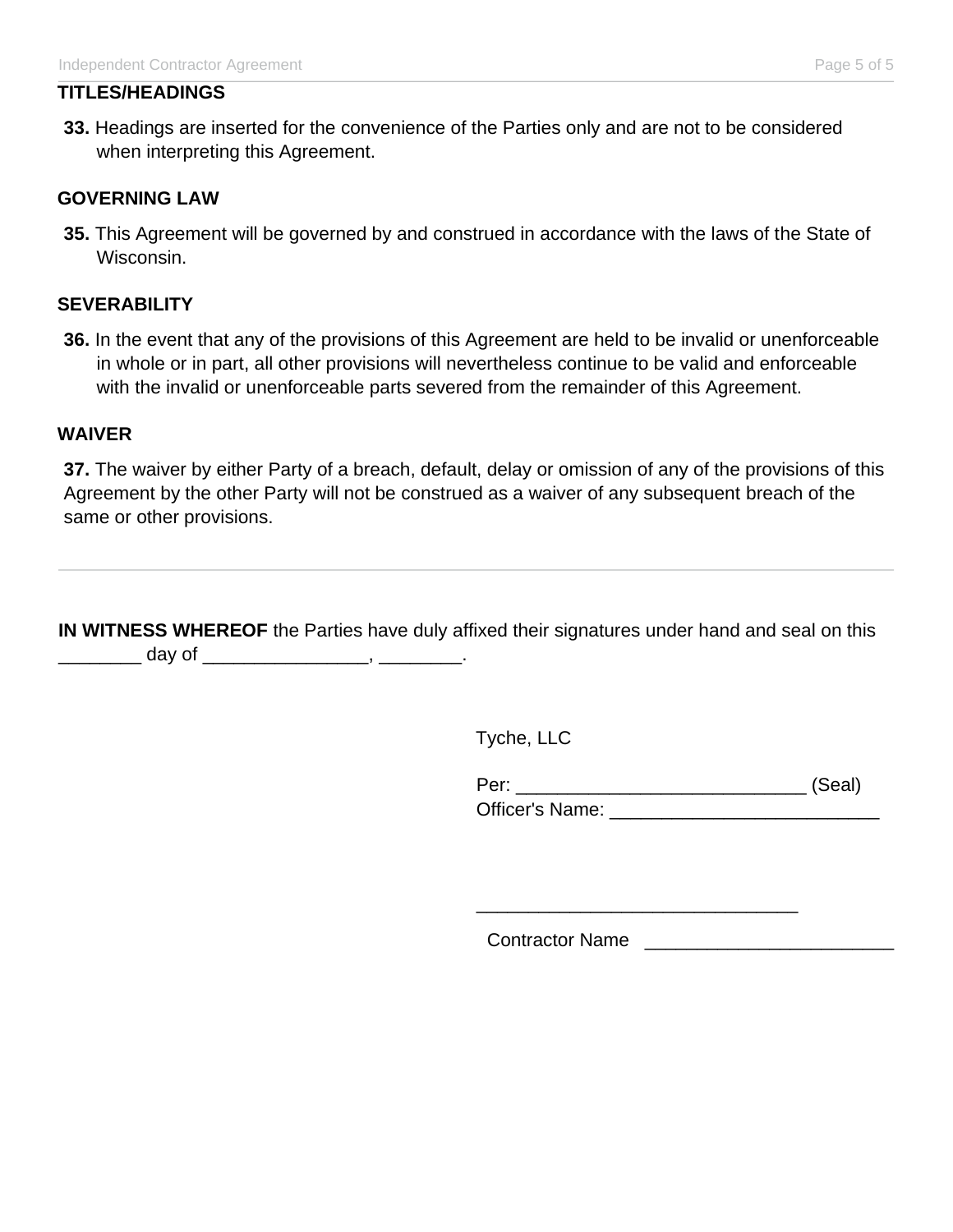**TITLES/HEADINGS**

**33.** Headings are inserted for the convenience of the Parties only and are not to be considered when interpreting this Agreement.

**GOVERNING LAW**

**35.** This Agreement will be governed by and construed in accordance with the laws of the State of Wisconsin.

**SEVERABILITY**

**36.** In the event that any of the provisions of this Agreement are held to be invalid or unenforceable in whole or in part, all other provisions will nevertheless continue to be valid and enforceable with the invalid or unenforceable parts severed from the remainder of this Agreement.

**WAIVER**

**37.** The waiver by either Party of a breach, default, delay or omission of any of the provisions of this Agreement by the other Party will not be construed as a waiver of any subsequent breach of the same or other provisions.

---

**IN WITNESS WHEREOF** the Parties have duly affixed their signatures under hand and seal on this ________ day of ________________, ________.

Tyche, LLC

Per: ____________________________ (Seal)
Officer's Name: __________________________

_______________________________

Contractor Name ________________________